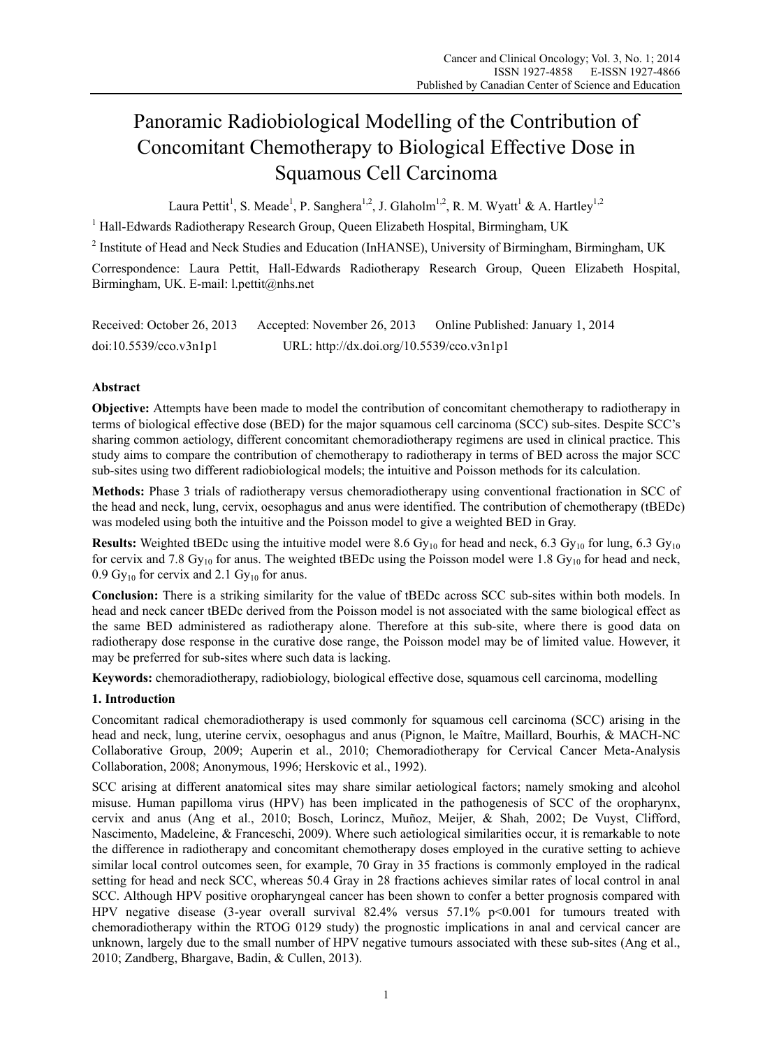# Panoramic Radiobiological Modelling of the Contribution of Concomitant Chemotherapy to Biological Effective Dose in Squamous Cell Carcinoma

Laura Pettit[1], S. Meade[1], P. Sanghera[1,2], J. Glaholm[1,2], R. M. Wyatt[1] & A. Hartley[1,2]

[1] Hall-Edwards Radiotherapy Research Group, Queen Elizabeth Hospital, Birmingham, UK

[2] Institute of Head and Neck Studies and Education (InHANSE), University of Birmingham, Birmingham, UK

Correspondence: Laura Pettit, Hall-Edwards Radiotherapy Research Group, Queen Elizabeth Hospital, Birmingham, UK. E-mail: l.pettit@nhs.net

Received: October 26, 2013 Accepted: November 26, 2013 Online Published: January 1, 2014

doi:10.5539/cco.v3n1p1 URL: http://dx.doi.org/10.5539/cco.v3n1p1

## Abstract

**Objective:** Attempts have been made to model the contribution of concomitant chemotherapy to radiotherapy in terms of biological effective dose (BED) for the major squamous cell carcinoma (SCC) sub-sites. Despite SCC's sharing common aetiology, different concomitant chemoradiotherapy regimens are used in clinical practice. This study aims to compare the contribution of chemotherapy to radiotherapy in terms of BED across the major SCC sub-sites using two different radiobiological models; the intuitive and Poisson methods for its calculation.

**Methods:** Phase 3 trials of radiotherapy versus chemoradiotherapy using conventional fractionation in SCC of the head and neck, lung, cervix, oesophagus and anus were identified. The contribution of chemotherapy (tBEDc) was modeled using both the intuitive and the Poisson model to give a weighted BED in Gray.

**Results:** Weighted tBEDc using the intuitive model were 8.6 $Gy_{10}$ for head and neck, 6.3 $Gy_{10}$ for lung, 6.3 $Gy_{10}$ for cervix and 7.8 $Gy_{10}$ for anus. The weighted tBEDc using the Poisson model were 1.8 $Gy_{10}$ for head and neck, 0.9 $Gy_{10}$ for cervix and 2.1 $Gy_{10}$ for anus.

**Conclusion:** There is a striking similarity for the value of tBEDc across SCC sub-sites within both models. In head and neck cancer tBEDc derived from the Poisson model is not associated with the same biological effect as the same BED administered as radiotherapy alone. Therefore at this sub-site, where there is good data on radiotherapy dose response in the curative dose range, the Poisson model may be of limited value. However, it may be preferred for sub-sites where such data is lacking.

**Keywords:** chemoradiotherapy, radiobiology, biological effective dose, squamous cell carcinoma, modelling

## 1. Introduction

Concomitant radical chemoradiotherapy is used commonly for squamous cell carcinoma (SCC) arising in the head and neck, lung, uterine cervix, oesophagus and anus (Pignon, le Maître, Maillard, Bourhis, & MACH-NC Collaborative Group, 2009; Auperin et al., 2010; Chemoradiotherapy for Cervical Cancer Meta-Analysis Collaboration, 2008; Anonymous, 1996; Herskovic et al., 1992).

SCC arising at different anatomical sites may share similar aetiological factors; namely smoking and alcohol misuse. Human papilloma virus (HPV) has been implicated in the pathogenesis of SCC of the oropharynx, cervix and anus (Ang et al., 2010; Bosch, Lorincz, Muñoz, Meijer, & Shah, 2002; De Vuyst, Clifford, Nascimento, Madeleine, & Franceschi, 2009). Where such aetiological similarities occur, it is remarkable to note the difference in radiotherapy and concomitant chemotherapy doses employed in the curative setting to achieve similar local control outcomes seen, for example, 70 Gray in 35 fractions is commonly employed in the radical setting for head and neck SCC, whereas 50.4 Gray in 28 fractions achieves similar rates of local control in anal SCC. Although HPV positive oropharyngeal cancer has been shown to confer a better prognosis compared with HPV negative disease (3-year overall survival 82.4% versus 57.1% $p<0.001$ for tumours treated with chemoradiotherapy within the RTOG 0129 study) the prognostic implications in anal and cervical cancer are unknown, largely due to the small number of HPV negative tumours associated with these sub-sites (Ang et al., 2010; Zandberg, Bhargave, Badin, & Cullen, 2013).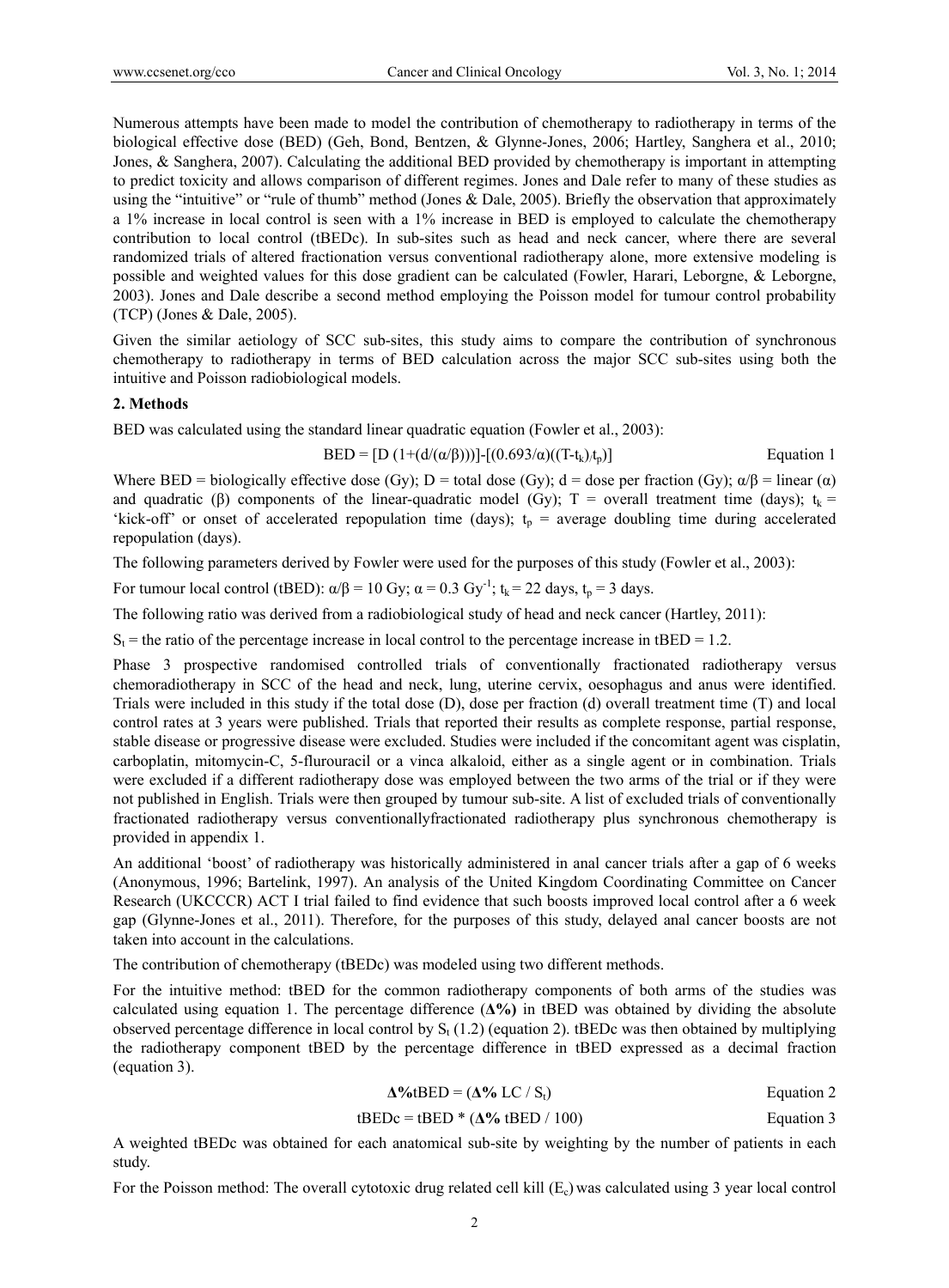Numerous attempts have been made to model the contribution of chemotherapy to radiotherapy in terms of the biological effective dose (BED) (Geh, Bond, Bentzen, & Glynne-Jones, 2006; Hartley, Sanghera et al., 2010; Jones, & Sanghera, 2007). Calculating the additional BED provided by chemotherapy is important in attempting to predict toxicity and allows comparison of different regimes. Jones and Dale refer to many of these studies as using the "intuitive" or "rule of thumb" method (Jones & Dale, 2005). Briefly the observation that approximately a 1% increase in local control is seen with a 1% increase in BED is employed to calculate the chemotherapy contribution to local control (tBEDc). In sub-sites such as head and neck cancer, where there are several randomized trials of altered fractionation versus conventional radiotherapy alone, more extensive modeling is possible and weighted values for this dose gradient can be calculated (Fowler, Harari, Leborgne, & Leborgne, 2003). Jones and Dale describe a second method employing the Poisson model for tumour control probability (TCP) (Jones & Dale, 2005).

Given the similar aetiology of SCC sub-sites, this study aims to compare the contribution of synchronous chemotherapy to radiotherapy in terms of BED calculation across the major SCC sub-sites using both the intuitive and Poisson radiobiological models.

## 2. Methods

BED was calculated using the standard linear quadratic equation (Fowler et al., 2003):

$$BED = [D\ (1+(d/(\alpha/\beta)))]-[(0.693/\alpha)((T-t_k)/t_p)] \qquad \text{Equation 1}$$

Where BED = biologically effective dose (Gy); D = total dose (Gy); d = dose per fraction (Gy); $\alpha/\beta$ = linear ($\alpha$) and quadratic ($\beta$) components of the linear-quadratic model (Gy); T = overall treatment time (days); $t_k$ = 'kick-off' or onset of accelerated repopulation time (days); $t_p$ = average doubling time during accelerated repopulation (days).

The following parameters derived by Fowler were used for the purposes of this study (Fowler et al., 2003):

For tumour local control (tBED): $\alpha/\beta = 10$ Gy; $\alpha = 0.3\ Gy^{-1}$; $t_k = 22$ days, $t_p = 3$ days.

The following ratio was derived from a radiobiological study of head and neck cancer (Hartley, 2011):

$S_t$ = the ratio of the percentage increase in local control to the percentage increase in tBED = 1.2.

Phase 3 prospective randomised controlled trials of conventionally fractionated radiotherapy versus chemoradiotherapy in SCC of the head and neck, lung, uterine cervix, oesophagus and anus were identified. Trials were included in this study if the total dose (D), dose per fraction (d) overall treatment time (T) and local control rates at 3 years were published. Trials that reported their results as complete response, partial response, stable disease or progressive disease were excluded. Studies were included if the concomitant agent was cisplatin, carboplatin, mitomycin-C, 5-flurouracil or a vinca alkaloid, either as a single agent or in combination. Trials were excluded if a different radiotherapy dose was employed between the two arms of the trial or if they were not published in English. Trials were then grouped by tumour sub-site. A list of excluded trials of conventionally fractionated radiotherapy versus conventionallyfractionated radiotherapy plus synchronous chemotherapy is provided in appendix 1.

An additional 'boost' of radiotherapy was historically administered in anal cancer trials after a gap of 6 weeks (Anonymous, 1996; Bartelink, 1997). An analysis of the United Kingdom Coordinating Committee on Cancer Research (UKCCCR) ACT I trial failed to find evidence that such boosts improved local control after a 6 week gap (Glynne-Jones et al., 2011). Therefore, for the purposes of this study, delayed anal cancer boosts are not taken into account in the calculations.

The contribution of chemotherapy (tBEDc) was modeled using two different methods.

For the intuitive method: tBED for the common radiotherapy components of both arms of the studies was calculated using equation 1. The percentage difference (**Δ%**) in tBED was obtained by dividing the absolute observed percentage difference in local control by $S_t$ (1.2) (equation 2). tBEDc was then obtained by multiplying the radiotherapy component tBED by the percentage difference in tBED expressed as a decimal fraction (equation 3).

$$\mathbf{\Delta\%}tBED = (\mathbf{\Delta\%}\ LC / S_t) \qquad \text{Equation 2}$$

$$tBEDc = tBED * (\mathbf{\Delta\%}\ tBED / 100) \qquad \text{Equation 3}$$

A weighted tBEDc was obtained for each anatomical sub-site by weighting by the number of patients in each study.

For the Poisson method: The overall cytotoxic drug related cell kill ($E_c$) was calculated using 3 year local control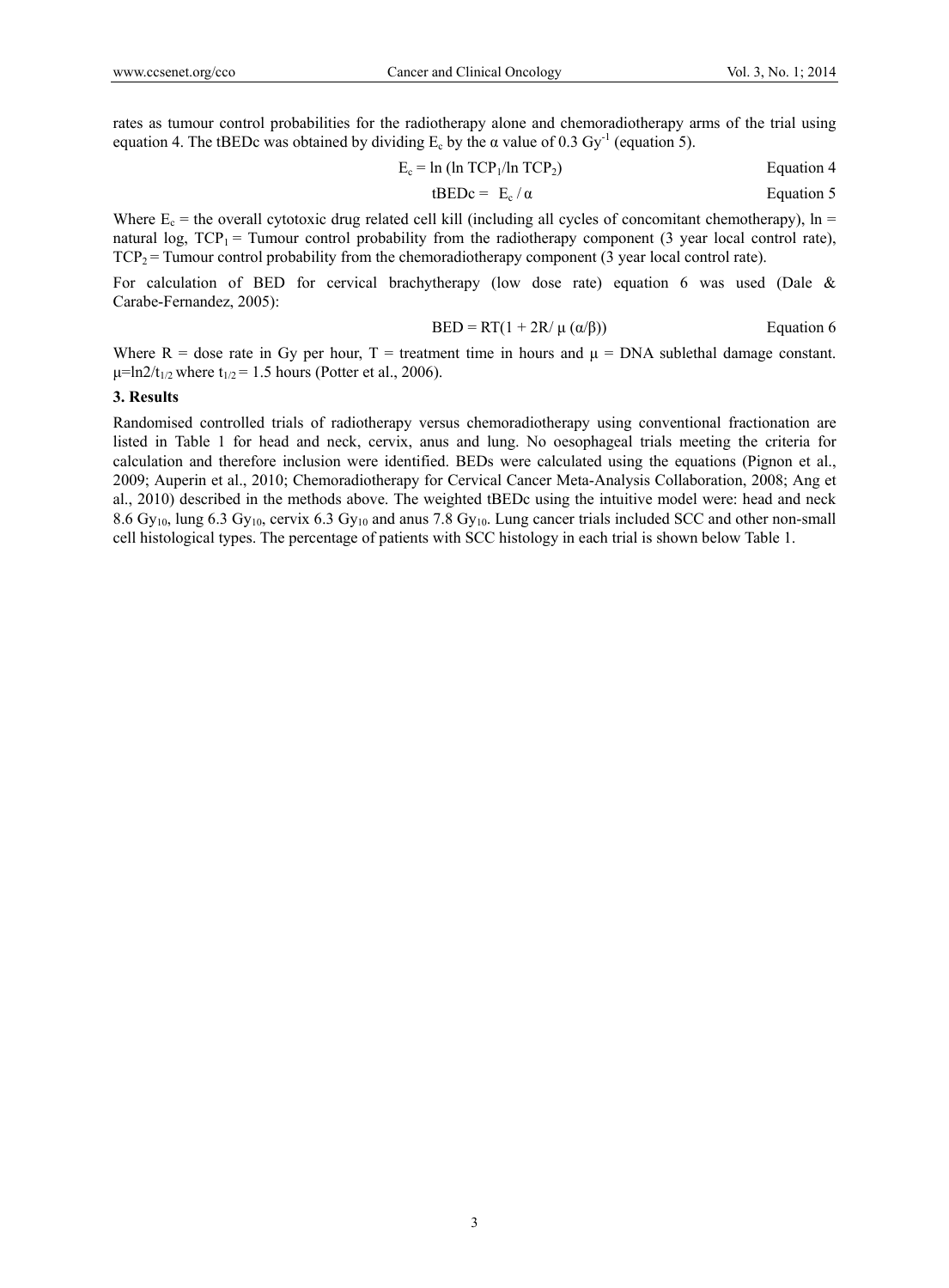rates as tumour control probabilities for the radiotherapy alone and chemoradiotherapy arms of the trial using equation 4. The tBEDc was obtained by dividing $E_c$ by the α value of 0.3 $Gy^{-1}$ (equation 5).

$$E_c = \ln(\ln TCP_1/\ln TCP_2) \qquad \text{Equation 4}$$

$$tBEDc = E_c / \alpha \qquad \text{Equation 5}$$

Where $E_c$ = the overall cytotoxic drug related cell kill (including all cycles of concomitant chemotherapy), ln = natural log, $TCP_1$ = Tumour control probability from the radiotherapy component (3 year local control rate), $TCP_2$ = Tumour control probability from the chemoradiotherapy component (3 year local control rate).

For calculation of BED for cervical brachytherapy (low dose rate) equation 6 was used (Dale & Carabe-Fernandez, 2005):

$$BED = RT(1 + 2R/\mu(\alpha/\beta)) \qquad \text{Equation 6}$$

Where R = dose rate in Gy per hour, T = treatment time in hours and μ = DNA sublethal damage constant. $\mu = \ln 2/t_{1/2}$ where $t_{1/2}$ = 1.5 hours (Potter et al., 2006).

### 3. Results

Randomised controlled trials of radiotherapy versus chemoradiotherapy using conventional fractionation are listed in Table 1 for head and neck, cervix, anus and lung. No oesophageal trials meeting the criteria for calculation and therefore inclusion were identified. BEDs were calculated using the equations (Pignon et al., 2009; Auperin et al., 2010; Chemoradiotherapy for Cervical Cancer Meta-Analysis Collaboration, 2008; Ang et al., 2010) described in the methods above. The weighted tBEDc using the intuitive model were: head and neck 8.6 $Gy_{10}$, lung 6.3 $Gy_{10}$, cervix 6.3 $Gy_{10}$ and anus 7.8 $Gy_{10}$. Lung cancer trials included SCC and other non-small cell histological types. The percentage of patients with SCC histology in each trial is shown below Table 1.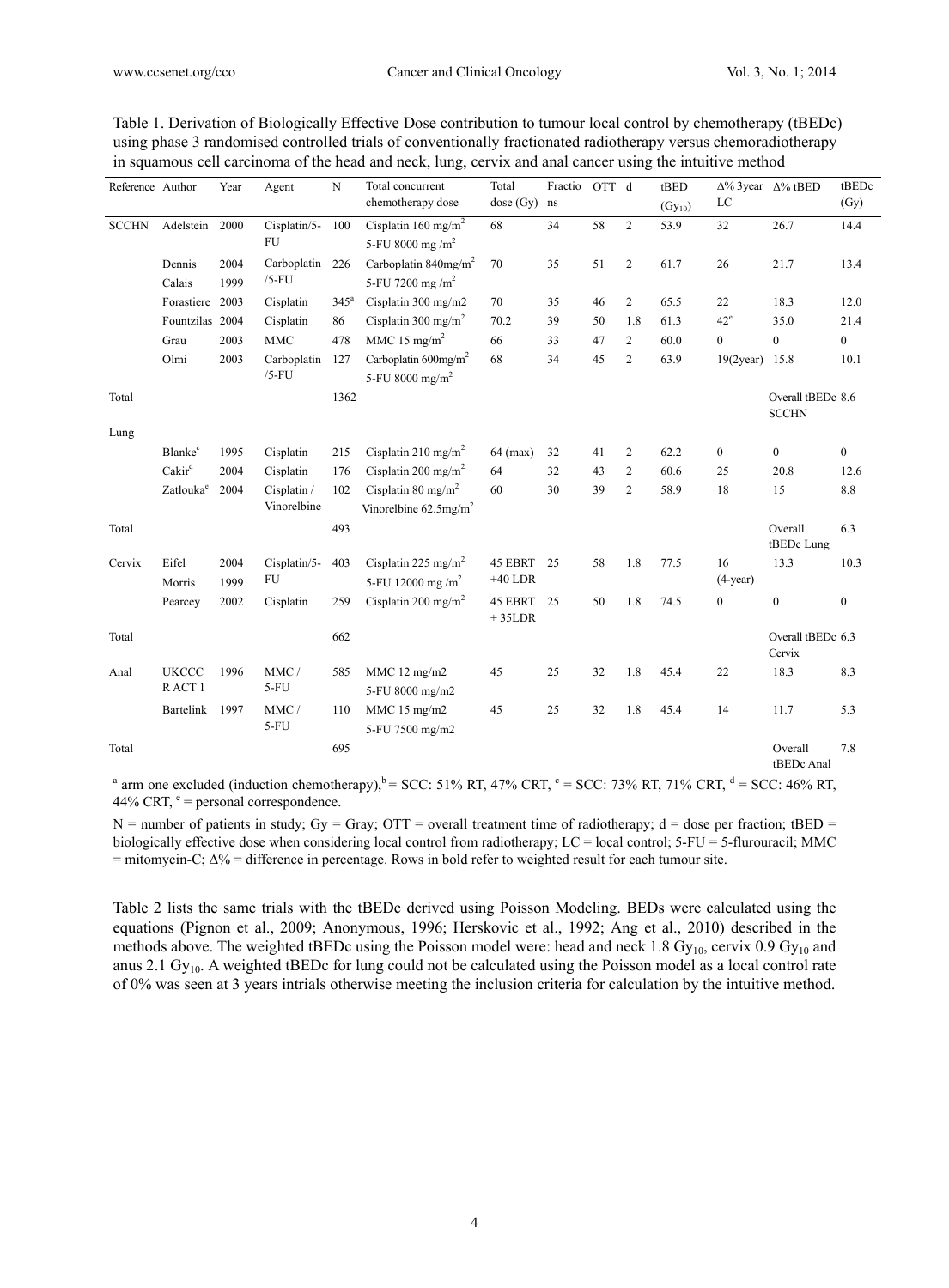Table 1. Derivation of Biologically Effective Dose contribution to tumour local control by chemotherapy (tBEDc) using phase 3 randomised controlled trials of conventionally fractionated radiotherapy versus chemoradiotherapy in squamous cell carcinoma of the head and neck, lung, cervix and anal cancer using the intuitive method

| Reference | Author | Year | Agent | N | Total concurrent chemotherapy dose | Total dose (Gy) | Fractions | OTT | d | tBED ($Gy_{10}$) | Δ% 3year LC | Δ% tBED | tBEDc (Gy) |
|---|---|---|---|---|---|---|---|---|---|---|---|---|---|
| SCCHN | Adelstein | 2000 | Cisplatin/5-FU | 100 | Cisplatin 160 mg/m$^2$ 5-FU 8000 mg /m$^2$ | 68 | 34 | 58 | 2 | 53.9 | 32 | 26.7 | 14.4 |
| | Dennis Calais | 2004 1999 | Carboplatin /5-FU | 226 | Carboplatin 840mg/m$^2$ 5-FU 7200 mg /m$^2$ | 70 | 35 | 51 | 2 | 61.7 | 26 | 21.7 | 13.4 |
| | Forastiere | 2003 | Cisplatin | 345[a] | Cisplatin 300 mg/m2 | 70 | 35 | 46 | 2 | 65.5 | 22 | 18.3 | 12.0 |
| | Fountzilas | 2004 | Cisplatin | 86 | Cisplatin 300 mg/m$^2$ | 70.2 | 39 | 50 | 1.8 | 61.3 | 42[e] | 35.0 | 21.4 |
| | Grau | 2003 | MMC | 478 | MMC 15 mg/m$^2$ | 66 | 33 | 47 | 2 | 60.0 | 0 | 0 | 0 |
| | Olmi | 2003 | Carboplatin /5-FU | 127 | Carboplatin 600mg/m$^2$ 5-FU 8000 mg/m$^2$ | 68 | 34 | 45 | 2 | 63.9 | 19(2year) | 15.8 | 10.1 |
| Total | | | | 1362 | | | | | | | | Overall tBEDc SCCHN | 8.6 |
| Lung | | | | | | | | | | | | | |
| | Blanke[c] | 1995 | Cisplatin | 215 | Cisplatin 210 mg/m$^2$ | 64 (max) | 32 | 41 | 2 | 62.2 | 0 | 0 | 0 |
| | Cakir[d] | 2004 | Cisplatin | 176 | Cisplatin 200 mg/m$^2$ | 64 | 32 | 43 | 2 | 60.6 | 25 | 20.8 | 12.6 |
| | Zatlouka[e] | 2004 | Cisplatin / Vinorelbine | 102 | Cisplatin 80 mg/m$^2$ Vinorelbine 62.5mg/m$^2$ | 60 | 30 | 39 | 2 | 58.9 | 18 | 15 | 8.8 |
| Total | | | | 493 | | | | | | | | Overall tBEDc Lung | 6.3 |
| Cervix | Eifel Morris | 2004 1999 | Cisplatin/5-FU | 403 | Cisplatin 225 mg/m$^2$ 5-FU 12000 mg /m$^2$ | 45 EBRT +40 LDR | 25 | 58 | 1.8 | 77.5 | 16 (4-year) | 13.3 | 10.3 |
| | Pearcey | 2002 | Cisplatin | 259 | Cisplatin 200 mg/m$^2$ | 45 EBRT + 35LDR | 25 | 50 | 1.8 | 74.5 | 0 | 0 | 0 |
| Total | | | | 662 | | | | | | | | Overall tBEDc Cervix | 6.3 |
| Anal | UKCCC R ACT 1 | 1996 | MMC / 5-FU | 585 | MMC 12 mg/m2 5-FU 8000 mg/m2 | 45 | 25 | 32 | 1.8 | 45.4 | 22 | 18.3 | 8.3 |
| | Bartelink | 1997 | MMC / 5-FU | 110 | MMC 15 mg/m2 5-FU 7500 mg/m2 | 45 | 25 | 32 | 1.8 | 45.4 | 14 | 11.7 | 5.3 |
| Total | | | | 695 | | | | | | | | Overall tBEDc Anal | 7.8 |

[a] arm one excluded (induction chemotherapy), [b] = SCC: 51% RT, 47% CRT, [c] = SCC: 73% RT, 71% CRT, [d] = SCC: 46% RT, 44% CRT, [e] = personal correspondence.

N = number of patients in study; Gy = Gray; OTT = overall treatment time of radiotherapy; d = dose per fraction; tBED = biologically effective dose when considering local control from radiotherapy; LC = local control; 5-FU = 5-flurouracil; MMC = mitomycin-C; Δ% = difference in percentage. Rows in bold refer to weighted result for each tumour site.

Table 2 lists the same trials with the tBEDc derived using Poisson Modeling. BEDs were calculated using the equations (Pignon et al., 2009; Anonymous, 1996; Herskovic et al., 1992; Ang et al., 2010) described in the methods above. The weighted tBEDc using the Poisson model were: head and neck 1.8 $Gy_{10}$, cervix 0.9 $Gy_{10}$ and anus 2.1 $Gy_{10}$. A weighted tBEDc for lung could not be calculated using the Poisson model as a local control rate of 0% was seen at 3 years intrials otherwise meeting the inclusion criteria for calculation by the intuitive method.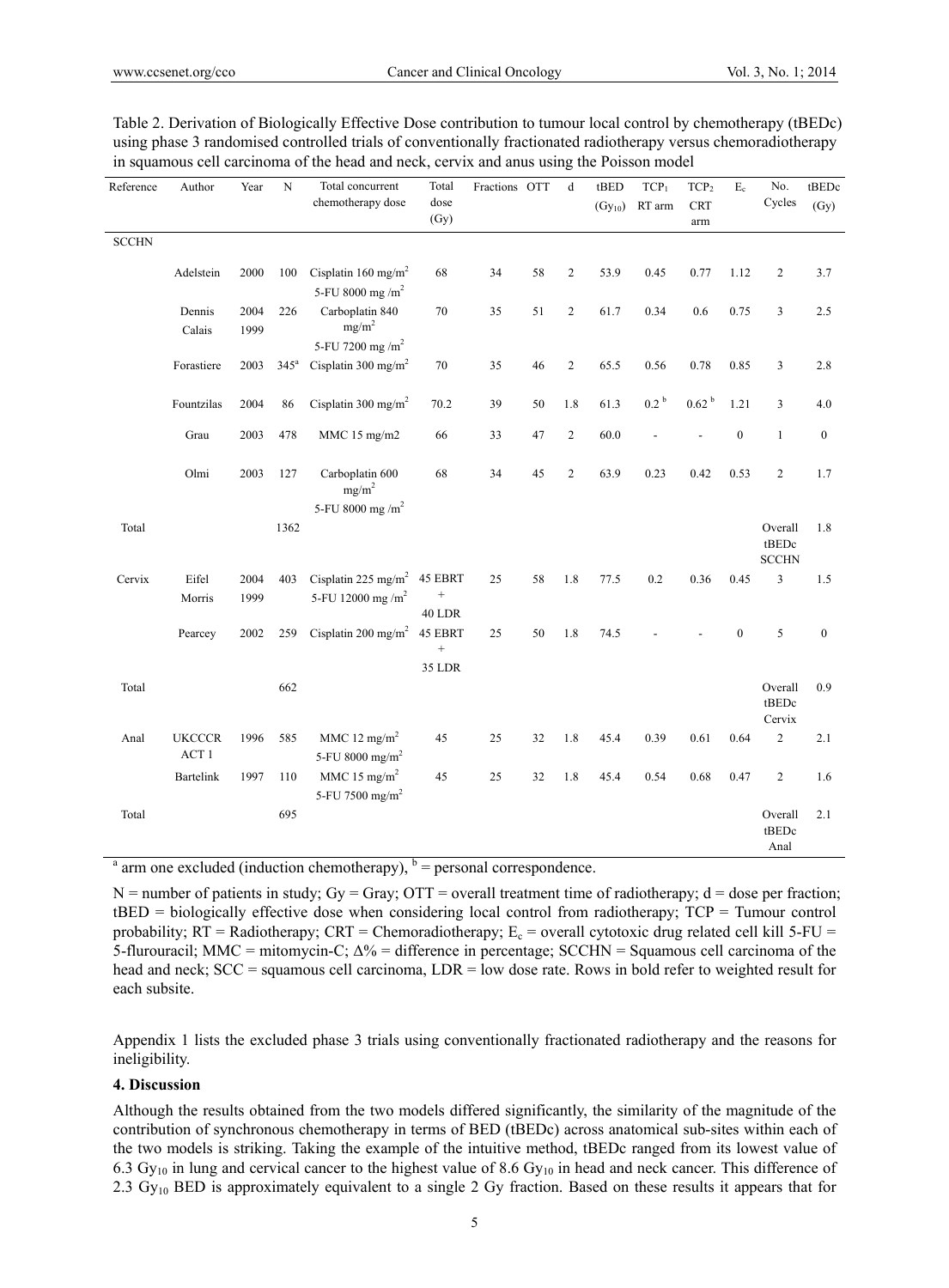Table 2. Derivation of Biologically Effective Dose contribution to tumour local control by chemotherapy (tBEDc) using phase 3 randomised controlled trials of conventionally fractionated radiotherapy versus chemoradiotherapy in squamous cell carcinoma of the head and neck, cervix and anus using the Poisson model

| Reference | Author | Year | N | Total concurrent chemotherapy dose | Total dose (Gy) | Fractions | OTT | d | tBED ($Gy_{10}$) | $TCP_1$ RT arm | $TCP_2$ CRT arm | $E_c$ | No. Cycles | tBEDc (Gy) |
|---|---|---|---|---|---|---|---|---|---|---|---|---|---|---|
| SCCHN | | | | | | | | | | | | | | |
| | Adelstein | 2000 | 100 | Cisplatin 160 mg/m$^2$ 5-FU 8000 mg /m$^2$ | 68 | 34 | 58 | 2 | 53.9 | 0.45 | 0.77 | 1.12 | 2 | 3.7 |
| | Dennis Calais | 2004 1999 | 226 | Carboplatin 840 mg/m$^2$ 5-FU 7200 mg /m$^2$ | 70 | 35 | 51 | 2 | 61.7 | 0.34 | 0.6 | 0.75 | 3 | 2.5 |
| | Forastiere | 2003 | 345[a] | Cisplatin 300 mg/m$^2$ | 70 | 35 | 46 | 2 | 65.5 | 0.56 | 0.78 | 0.85 | 3 | 2.8 |
| | Fountzilas | 2004 | 86 | Cisplatin 300 mg/m$^2$ | 70.2 | 39 | 50 | 1.8 | 61.3 | 0.2 [b] | 0.62 [b] | 1.21 | 3 | 4.0 |
| | Grau | 2003 | 478 | MMC 15 mg/m2 | 66 | 33 | 47 | 2 | 60.0 | - | - | 0 | 1 | 0 |
| | Olmi | 2003 | 127 | Carboplatin 600 mg/m$^2$ 5-FU 8000 mg /m$^2$ | 68 | 34 | 45 | 2 | 63.9 | 0.23 | 0.42 | 0.53 | 2 | 1.7 |
| Total | | | 1362 | | | | | | | | | | Overall tBEDc SCCHN | 1.8 |
| Cervix | Eifel Morris | 2004 1999 | 403 | Cisplatin 225 mg/m$^2$ 5-FU 12000 mg /m$^2$ | 45 EBRT + 40 LDR | 25 | 58 | 1.8 | 77.5 | 0.2 | 0.36 | 0.45 | 3 | 1.5 |
| | Pearcey | 2002 | 259 | Cisplatin 200 mg/m$^2$ | 45 EBRT + 35 LDR | 25 | 50 | 1.8 | 74.5 | - | - | 0 | 5 | 0 |
| Total | | | 662 | | | | | | | | | | Overall tBEDc Cervix | 0.9 |
| Anal | UKCCCR ACT 1 | 1996 | 585 | MMC 12 mg/m$^2$ 5-FU 8000 mg/m$^2$ | 45 | 25 | 32 | 1.8 | 45.4 | 0.39 | 0.61 | 0.64 | 2 | 2.1 |
| | Bartelink | 1997 | 110 | MMC 15 mg/m$^2$ 5-FU 7500 mg/m$^2$ | 45 | 25 | 32 | 1.8 | 45.4 | 0.54 | 0.68 | 0.47 | 2 | 1.6 |
| Total | | | 695 | | | | | | | | | | Overall tBEDc Anal | 2.1 |

[a] arm one excluded (induction chemotherapy), [b] = personal correspondence.

N = number of patients in study; Gy = Gray; OTT = overall treatment time of radiotherapy; d = dose per fraction; tBED = biologically effective dose when considering local control from radiotherapy; TCP = Tumour control probability; RT = Radiotherapy; CRT = Chemoradiotherapy; $E_c$ = overall cytotoxic drug related cell kill 5-FU = 5-flurouracil; MMC = mitomycin-C; Δ% = difference in percentage; SCCHN = Squamous cell carcinoma of the head and neck; SCC = squamous cell carcinoma, LDR = low dose rate. Rows in bold refer to weighted result for each subsite.

Appendix 1 lists the excluded phase 3 trials using conventionally fractionated radiotherapy and the reasons for ineligibility.

## 4. Discussion

Although the results obtained from the two models differed significantly, the similarity of the magnitude of the contribution of synchronous chemotherapy in terms of BED (tBEDc) across anatomical sub-sites within each of the two models is striking. Taking the example of the intuitive method, tBEDc ranged from its lowest value of 6.3 $Gy_{10}$ in lung and cervical cancer to the highest value of 8.6 $Gy_{10}$ in head and neck cancer. This difference of 2.3 $Gy_{10}$ BED is approximately equivalent to a single 2 Gy fraction. Based on these results it appears that for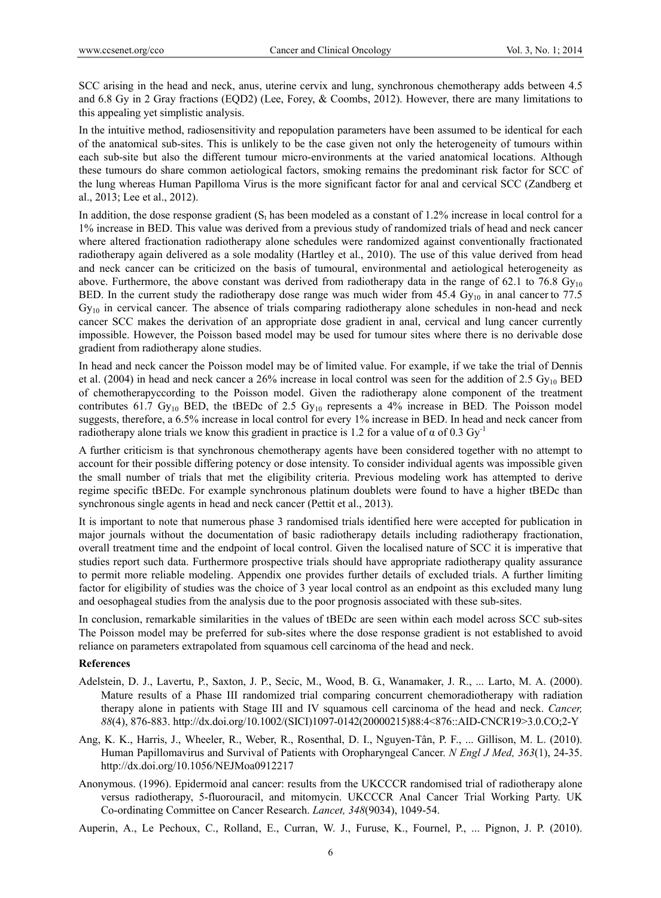SCC arising in the head and neck, anus, uterine cervix and lung, synchronous chemotherapy adds between 4.5 and 6.8 Gy in 2 Gray fractions (EQD2) (Lee, Forey, & Coombs, 2012). However, there are many limitations to this appealing yet simplistic analysis.

In the intuitive method, radiosensitivity and repopulation parameters have been assumed to be identical for each of the anatomical sub-sites. This is unlikely to be the case given not only the heterogeneity of tumours within each sub-site but also the different tumour micro-environments at the varied anatomical locations. Although these tumours do share common aetiological factors, smoking remains the predominant risk factor for SCC of the lung whereas Human Papilloma Virus is the more significant factor for anal and cervical SCC (Zandberg et al., 2013; Lee et al., 2012).

In addition, the dose response gradient ($S_t$ has been modeled as a constant of 1.2% increase in local control for a 1% increase in BED. This value was derived from a previous study of randomized trials of head and neck cancer where altered fractionation radiotherapy alone schedules were randomized against conventionally fractionated radiotherapy again delivered as a sole modality (Hartley et al., 2010). The use of this value derived from head and neck cancer can be criticized on the basis of tumoural, environmental and aetiological heterogeneity as above. Furthermore, the above constant was derived from radiotherapy data in the range of 62.1 to 76.8 $Gy_{10}$ BED. In the current study the radiotherapy dose range was much wider from 45.4 $Gy_{10}$ in anal cancer to 77.5 $Gy_{10}$ in cervical cancer. The absence of trials comparing radiotherapy alone schedules in non-head and neck cancer SCC makes the derivation of an appropriate dose gradient in anal, cervical and lung cancer currently impossible. However, the Poisson based model may be used for tumour sites where there is no derivable dose gradient from radiotherapy alone studies.

In head and neck cancer the Poisson model may be of limited value. For example, if we take the trial of Dennis et al. (2004) in head and neck cancer a 26% increase in local control was seen for the addition of 2.5 $Gy_{10}$ BED of chemotherapyccording to the Poisson model. Given the radiotherapy alone component of the treatment contributes 61.7 $Gy_{10}$ BED, the tBEDc of 2.5 $Gy_{10}$ represents a 4% increase in BED. The Poisson model suggests, therefore, a 6.5% increase in local control for every 1% increase in BED. In head and neck cancer from radiotherapy alone trials we know this gradient in practice is 1.2 for a value of $\alpha$ of 0.3 $Gy^{-1}$

A further criticism is that synchronous chemotherapy agents have been considered together with no attempt to account for their possible differing potency or dose intensity. To consider individual agents was impossible given the small number of trials that met the eligibility criteria. Previous modeling work has attempted to derive regime specific tBEDc. For example synchronous platinum doublets were found to have a higher tBEDc than synchronous single agents in head and neck cancer (Pettit et al., 2013).

It is important to note that numerous phase 3 randomised trials identified here were accepted for publication in major journals without the documentation of basic radiotherapy details including radiotherapy fractionation, overall treatment time and the endpoint of local control. Given the localised nature of SCC it is imperative that studies report such data. Furthermore prospective trials should have appropriate radiotherapy quality assurance to permit more reliable modeling. Appendix one provides further details of excluded trials. A further limiting factor for eligibility of studies was the choice of 3 year local control as an endpoint as this excluded many lung and oesophageal studies from the analysis due to the poor prognosis associated with these sub-sites.

In conclusion, remarkable similarities in the values of tBEDc are seen within each model across SCC sub-sites The Poisson model may be preferred for sub-sites where the dose response gradient is not established to avoid reliance on parameters extrapolated from squamous cell carcinoma of the head and neck.

## References

Adelstein, D. J., Lavertu, P., Saxton, J. P., Secic, M., Wood, B. G., Wanamaker, J. R., ... Larto, M. A. (2000). Mature results of a Phase III randomized trial comparing concurrent chemoradiotherapy with radiation therapy alone in patients with Stage III and IV squamous cell carcinoma of the head and neck. *Cancer, 88*(4), 876-883. http://dx.doi.org/10.1002/(SICI)1097-0142(20000215)88:4<876::AID-CNCR19>3.0.CO;2-Y

Ang, K. K., Harris, J., Wheeler, R., Weber, R., Rosenthal, D. I., Nguyen-Tân, P. F., ... Gillison, M. L. (2010). Human Papillomavirus and Survival of Patients with Oropharyngeal Cancer. *N Engl J Med, 363*(1), 24-35. http://dx.doi.org/10.1056/NEJMoa0912217

Anonymous. (1996). Epidermoid anal cancer: results from the UKCCCR randomised trial of radiotherapy alone versus radiotherapy, 5-fluorouracil, and mitomycin. UKCCCR Anal Cancer Trial Working Party. UK Co-ordinating Committee on Cancer Research. *Lancet, 348*(9034), 1049-54.

Auperin, A., Le Pechoux, C., Rolland, E., Curran, W. J., Furuse, K., Fournel, P., ... Pignon, J. P. (2010).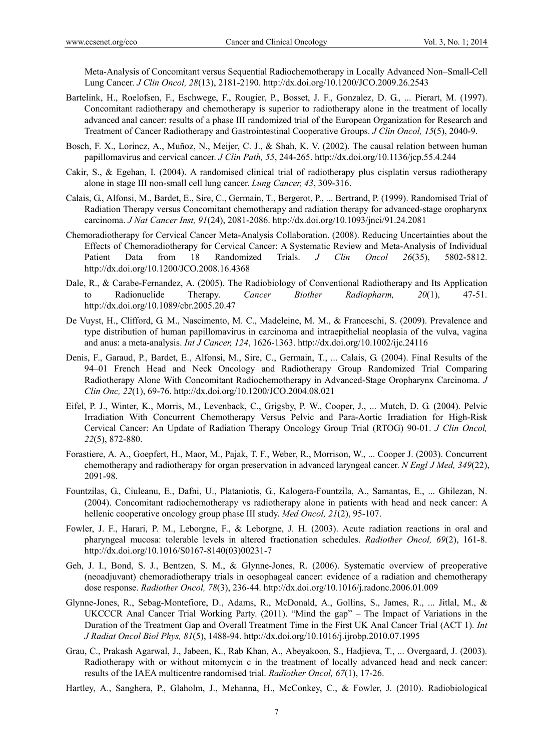Meta-Analysis of Concomitant versus Sequential Radiochemotherapy in Locally Advanced Non–Small-Cell Lung Cancer. *J Clin Oncol, 28*(13), 2181-2190. http://dx.doi.org/10.1200/JCO.2009.26.2543

Bartelink, H., Roelofsen, F., Eschwege, F., Rougier, P., Bosset, J. F., Gonzalez, D. G., ... Pierart, M. (1997). Concomitant radiotherapy and chemotherapy is superior to radiotherapy alone in the treatment of locally advanced anal cancer: results of a phase III randomized trial of the European Organization for Research and Treatment of Cancer Radiotherapy and Gastrointestinal Cooperative Groups. *J Clin Oncol, 15*(5), 2040-9.

Bosch, F. X., Lorincz, A., Muñoz, N., Meijer, C. J., & Shah, K. V. (2002). The causal relation between human papillomavirus and cervical cancer. *J Clin Path, 55*, 244-265. http://dx.doi.org/10.1136/jcp.55.4.244

Cakir, S., & Egehan, I. (2004). A randomised clinical trial of radiotherapy plus cisplatin versus radiotherapy alone in stage III non-small cell lung cancer. *Lung Cancer, 43*, 309-316.

Calais, G., Alfonsi, M., Bardet, E., Sire, C., Germain, T., Bergerot, P., ... Bertrand, P. (1999). Randomised Trial of Radiation Therapy versus Concomitant chemotherapy and radiation therapy for advanced-stage oropharynx carcinoma. *J Nat Cancer Inst, 91*(24), 2081-2086. http://dx.doi.org/10.1093/jnci/91.24.2081

Chemoradiotherapy for Cervical Cancer Meta-Analysis Collaboration. (2008). Reducing Uncertainties about the Effects of Chemoradiotherapy for Cervical Cancer: A Systematic Review and Meta-Analysis of Individual Patient Data from 18 Randomized Trials. *J Clin Oncol 26*(35), 5802-5812. http://dx.doi.org/10.1200/JCO.2008.16.4368

Dale, R., & Carabe-Fernandez, A. (2005). The Radiobiology of Conventional Radiotherapy and Its Application to Radionuclide Therapy. *Cancer Biother Radiopharm, 20*(1), 47-51. http://dx.doi.org/10.1089/cbr.2005.20.47

De Vuyst, H., Clifford, G. M., Nascimento, M. C., Madeleine, M. M., & Franceschi, S. (2009). Prevalence and type distribution of human papillomavirus in carcinoma and intraepithelial neoplasia of the vulva, vagina and anus: a meta-analysis. *Int J Cancer, 124*, 1626-1363. http://dx.doi.org/10.1002/ijc.24116

Denis, F., Garaud, P., Bardet, E., Alfonsi, M., Sire, C., Germain, T., ... Calais, G. (2004). Final Results of the 94–01 French Head and Neck Oncology and Radiotherapy Group Randomized Trial Comparing Radiotherapy Alone With Concomitant Radiochemotherapy in Advanced-Stage Oropharynx Carcinoma. *J Clin Onc, 22*(1), 69-76. http://dx.doi.org/10.1200/JCO.2004.08.021

Eifel, P. J., Winter, K., Morris, M., Levenback, C., Grigsby, P. W., Cooper, J., ... Mutch, D. G. (2004). Pelvic Irradiation With Concurrent Chemotherapy Versus Pelvic and Para-Aortic Irradiation for High-Risk Cervical Cancer: An Update of Radiation Therapy Oncology Group Trial (RTOG) 90-01. *J Clin Oncol, 22*(5), 872-880.

Forastiere, A. A., Goepfert, H., Maor, M., Pajak, T. F., Weber, R., Morrison, W., ... Cooper J. (2003). Concurrent chemotherapy and radiotherapy for organ preservation in advanced laryngeal cancer. *N Engl J Med, 349*(22), 2091-98.

Fountzilas, G., Ciuleanu, E., Dafni, U., Plataniotis, G., Kalogera-Fountzila, A., Samantas, E., ... Ghilezan, N. (2004). Concomitant radiochemotherapy vs radiotherapy alone in patients with head and neck cancer: A hellenic cooperative oncology group phase III study. *Med Oncol, 21*(2), 95-107.

Fowler, J. F., Harari, P. M., Leborgne, F., & Leborgne, J. H. (2003). Acute radiation reactions in oral and pharyngeal mucosa: tolerable levels in altered fractionation schedules. *Radiother Oncol, 69*(2), 161-8. http://dx.doi.org/10.1016/S0167-8140(03)00231-7

Geh, J. I., Bond, S. J., Bentzen, S. M., & Glynne-Jones, R. (2006). Systematic overview of preoperative (neoadjuvant) chemoradiotherapy trials in oesophageal cancer: evidence of a radiation and chemotherapy dose response. *Radiother Oncol, 78*(3), 236-44. http://dx.doi.org/10.1016/j.radonc.2006.01.009

Glynne-Jones, R., Sebag-Montefiore, D., Adams, R., McDonald, A., Gollins, S., James, R., ... Jitlal, M., & UKCCCR Anal Cancer Trial Working Party. (2011). "Mind the gap" – The Impact of Variations in the Duration of the Treatment Gap and Overall Treatment Time in the First UK Anal Cancer Trial (ACT 1). *Int J Radiat Oncol Biol Phys, 81*(5), 1488-94. http://dx.doi.org/10.1016/j.ijrobp.2010.07.1995

Grau, C., Prakash Agarwal, J., Jabeen, K., Rab Khan, A., Abeyakoon, S., Hadjieva, T., ... Overgaard, J. (2003). Radiotherapy with or without mitomycin c in the treatment of locally advanced head and neck cancer: results of the IAEA multicentre randomised trial. *Radiother Oncol, 67*(1), 17-26.

Hartley, A., Sanghera, P., Glaholm, J., Mehanna, H., McConkey, C., & Fowler, J. (2010). Radiobiological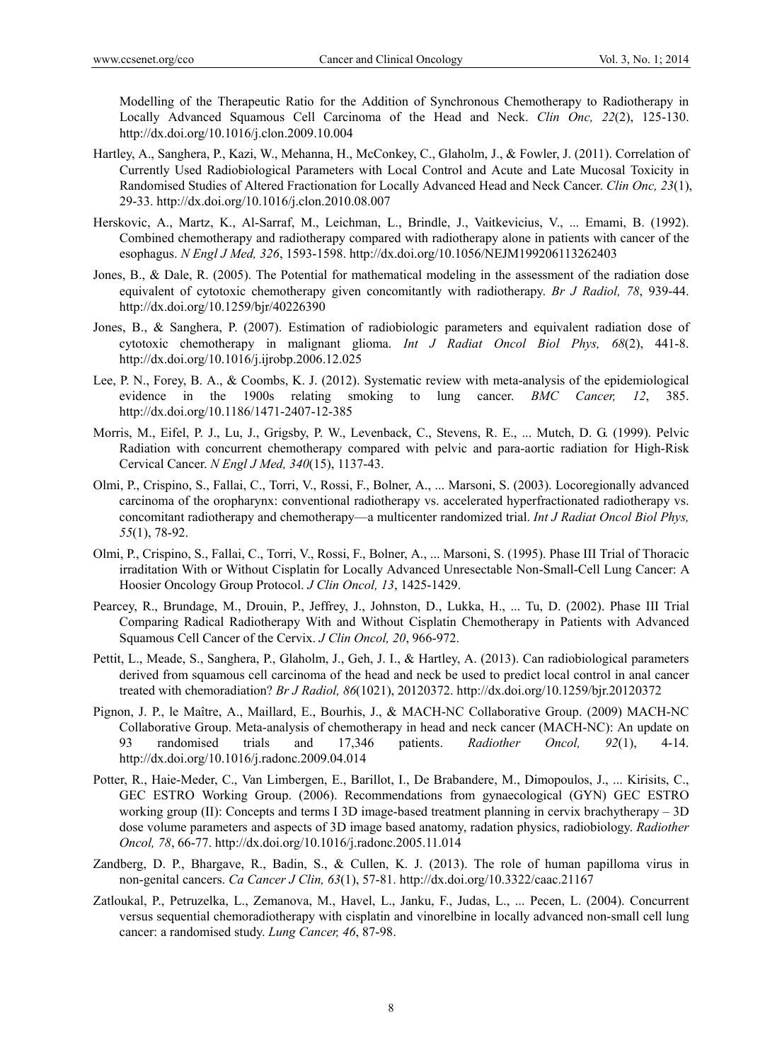Modelling of the Therapeutic Ratio for the Addition of Synchronous Chemotherapy to Radiotherapy in Locally Advanced Squamous Cell Carcinoma of the Head and Neck. *Clin Onc, 22*(2), 125-130. http://dx.doi.org/10.1016/j.clon.2009.10.004

Hartley, A., Sanghera, P., Kazi, W., Mehanna, H., McConkey, C., Glaholm, J., & Fowler, J. (2011). Correlation of Currently Used Radiobiological Parameters with Local Control and Acute and Late Mucosal Toxicity in Randomised Studies of Altered Fractionation for Locally Advanced Head and Neck Cancer. *Clin Onc, 23*(1), 29-33. http://dx.doi.org/10.1016/j.clon.2010.08.007

Herskovic, A., Martz, K., Al-Sarraf, M., Leichman, L., Brindle, J., Vaitkevicius, V., ... Emami, B. (1992). Combined chemotherapy and radiotherapy compared with radiotherapy alone in patients with cancer of the esophagus. *N Engl J Med, 326*, 1593-1598. http://dx.doi.org/10.1056/NEJM199206113262403

Jones, B., & Dale, R. (2005). The Potential for mathematical modeling in the assessment of the radiation dose equivalent of cytotoxic chemotherapy given concomitantly with radiotherapy. *Br J Radiol, 78*, 939-44. http://dx.doi.org/10.1259/bjr/40226390

Jones, B., & Sanghera, P. (2007). Estimation of radiobiologic parameters and equivalent radiation dose of cytotoxic chemotherapy in malignant glioma. *Int J Radiat Oncol Biol Phys, 68*(2), 441-8. http://dx.doi.org/10.1016/j.ijrobp.2006.12.025

Lee, P. N., Forey, B. A., & Coombs, K. J. (2012). Systematic review with meta-analysis of the epidemiological evidence in the 1900s relating smoking to lung cancer. *BMC Cancer, 12*, 385. http://dx.doi.org/10.1186/1471-2407-12-385

Morris, M., Eifel, P. J., Lu, J., Grigsby, P. W., Levenback, C., Stevens, R. E., ... Mutch, D. G. (1999). Pelvic Radiation with concurrent chemotherapy compared with pelvic and para-aortic radiation for High-Risk Cervical Cancer. *N Engl J Med, 340*(15), 1137-43.

Olmi, P., Crispino, S., Fallai, C., Torri, V., Rossi, F., Bolner, A., ... Marsoni, S. (2003). Locoregionally advanced carcinoma of the oropharynx: conventional radiotherapy vs. accelerated hyperfractionated radiotherapy vs. concomitant radiotherapy and chemotherapy—a multicenter randomized trial. *Int J Radiat Oncol Biol Phys, 55*(1), 78-92.

Olmi, P., Crispino, S., Fallai, C., Torri, V., Rossi, F., Bolner, A., ... Marsoni, S. (1995). Phase III Trial of Thoracic irraditation With or Without Cisplatin for Locally Advanced Unresectable Non-Small-Cell Lung Cancer: A Hoosier Oncology Group Protocol. *J Clin Oncol, 13*, 1425-1429.

Pearcey, R., Brundage, M., Drouin, P., Jeffrey, J., Johnston, D., Lukka, H., ... Tu, D. (2002). Phase III Trial Comparing Radical Radiotherapy With and Without Cisplatin Chemotherapy in Patients with Advanced Squamous Cell Cancer of the Cervix. *J Clin Oncol, 20*, 966-972.

Pettit, L., Meade, S., Sanghera, P., Glaholm, J., Geh, J. I., & Hartley, A. (2013). Can radiobiological parameters derived from squamous cell carcinoma of the head and neck be used to predict local control in anal cancer treated with chemoradiation? *Br J Radiol, 86*(1021), 20120372. http://dx.doi.org/10.1259/bjr.20120372

Pignon, J. P., le Maître, A., Maillard, E., Bourhis, J., & MACH-NC Collaborative Group. (2009) MACH-NC Collaborative Group. Meta-analysis of chemotherapy in head and neck cancer (MACH-NC): An update on 93 randomised trials and 17,346 patients. *Radiother Oncol, 92*(1), 4-14. http://dx.doi.org/10.1016/j.radonc.2009.04.014

Potter, R., Haie-Meder, C., Van Limbergen, E., Barillot, I., De Brabandere, M., Dimopoulos, J., ... Kirisits, C., GEC ESTRO Working Group. (2006). Recommendations from gynaecological (GYN) GEC ESTRO working group (II): Concepts and terms I 3D image-based treatment planning in cervix brachytherapy – 3D dose volume parameters and aspects of 3D image based anatomy, radiation physics, radiobiology. *Radiother Oncol, 78*, 66-77. http://dx.doi.org/10.1016/j.radonc.2005.11.014

Zandberg, D. P., Bhargave, R., Badin, S., & Cullen, K. J. (2013). The role of human papilloma virus in non-genital cancers. *Ca Cancer J Clin, 63*(1), 57-81. http://dx.doi.org/10.3322/caac.21167

Zatloukal, P., Petruzelka, L., Zemanova, M., Havel, L., Janku, F., Judas, L., ... Pecen, L. (2004). Concurrent versus sequential chemoradiotherapy with cisplatin and vinorelbine in locally advanced non-small cell lung cancer: a randomised study. *Lung Cancer, 46*, 87-98.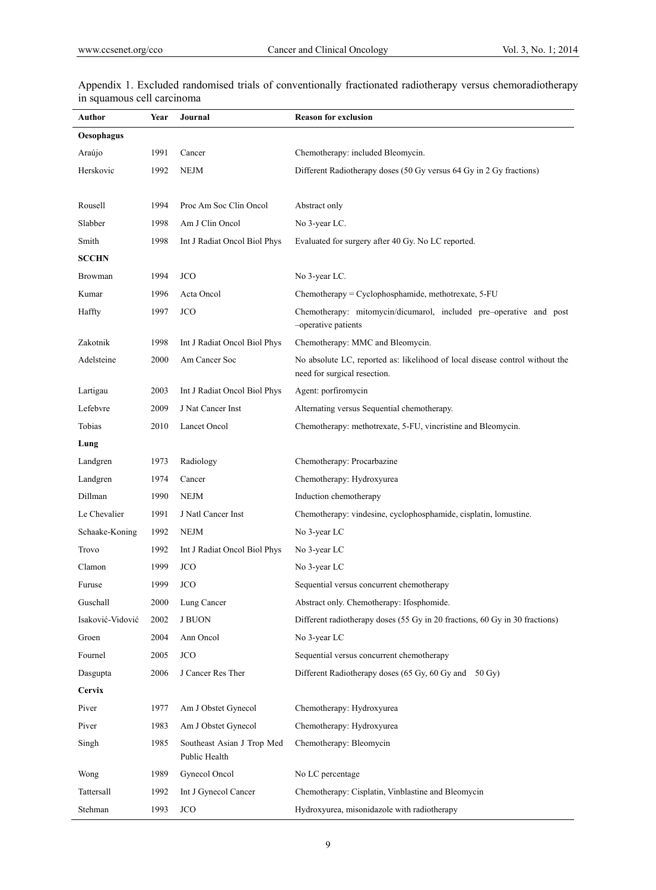Appendix 1. Excluded randomised trials of conventionally fractionated radiotherapy versus chemoradiotherapy in squamous cell carcinoma

| Author | Year | Journal | Reason for exclusion |
|---|---|---|---|
| **Oesophagus** | | | |
| Araújo | 1991 | Cancer | Chemotherapy: included Bleomycin. |
| Herskovic | 1992 | NEJM | Different Radiotherapy doses (50 Gy versus 64 Gy in 2 Gy fractions) |
| Rousell | 1994 | Proc Am Soc Clin Oncol | Abstract only |
| Slabber | 1998 | Am J Clin Oncol | No 3-year LC. |
| Smith | 1998 | Int J Radiat Oncol Biol Phys | Evaluated for surgery after 40 Gy. No LC reported. |
| **SCCHN** | | | |
| Browman | 1994 | JCO | No 3-year LC. |
| Kumar | 1996 | Acta Oncol | Chemotherapy = Cyclophosphamide, methotrexate, 5-FU |
| Haffty | 1997 | JCO | Chemotherapy: mitomycin/dicumarol, included pre–operative and post –operative patients |
| Zakotnik | 1998 | Int J Radiat Oncol Biol Phys | Chemotherapy: MMC and Bleomycin. |
| Adelsteine | 2000 | Am Cancer Soc | No absolute LC, reported as: likelihood of local disease control without the need for surgical resection. |
| Lartigau | 2003 | Int J Radiat Oncol Biol Phys | Agent: porfiromycin |
| Lefebvre | 2009 | J Nat Cancer Inst | Alternating versus Sequential chemotherapy. |
| Tobias | 2010 | Lancet Oncol | Chemotherapy: methotrexate, 5-FU, vincristine and Bleomycin. |
| **Lung** | | | |
| Landgren | 1973 | Radiology | Chemotherapy: Procarbazine |
| Landgren | 1974 | Cancer | Chemotherapy: Hydroxyurea |
| Dillman | 1990 | NEJM | Induction chemotherapy |
| Le Chevalier | 1991 | J Natl Cancer Inst | Chemotherapy: vindesine, cyclophosphamide, cisplatin, lomustine. |
| Schaake-Koning | 1992 | NEJM | No 3-year LC |
| Trovo | 1992 | Int J Radiat Oncol Biol Phys | No 3-year LC |
| Clamon | 1999 | JCO | No 3-year LC |
| Furuse | 1999 | JCO | Sequential versus concurrent chemotherapy |
| Guschall | 2000 | Lung Cancer | Abstract only. Chemotherapy: Ifosphomide. |
| Isaković-Vidović | 2002 | J BUON | Different radiotherapy doses (55 Gy in 20 fractions, 60 Gy in 30 fractions) |
| Groen | 2004 | Ann Oncol | No 3-year LC |
| Fournel | 2005 | JCO | Sequential versus concurrent chemotherapy |
| Dasgupta | 2006 | J Cancer Res Ther | Different Radiotherapy doses (65 Gy, 60 Gy and 50 Gy) |
| **Cervix** | | | |
| Piver | 1977 | Am J Obstet Gynecol | Chemotherapy: Hydroxyurea |
| Piver | 1983 | Am J Obstet Gynecol | Chemotherapy: Hydroxyurea |
| Singh | 1985 | Southeast Asian J Trop Med Public Health | Chemotherapy: Bleomycin |
| Wong | 1989 | Gynecol Oncol | No LC percentage |
| Tattersall | 1992 | Int J Gynecol Cancer | Chemotherapy: Cisplatin, Vinblastine and Bleomycin |
| Stehman | 1993 | JCO | Hydroxyurea, misonidazole with radiotherapy |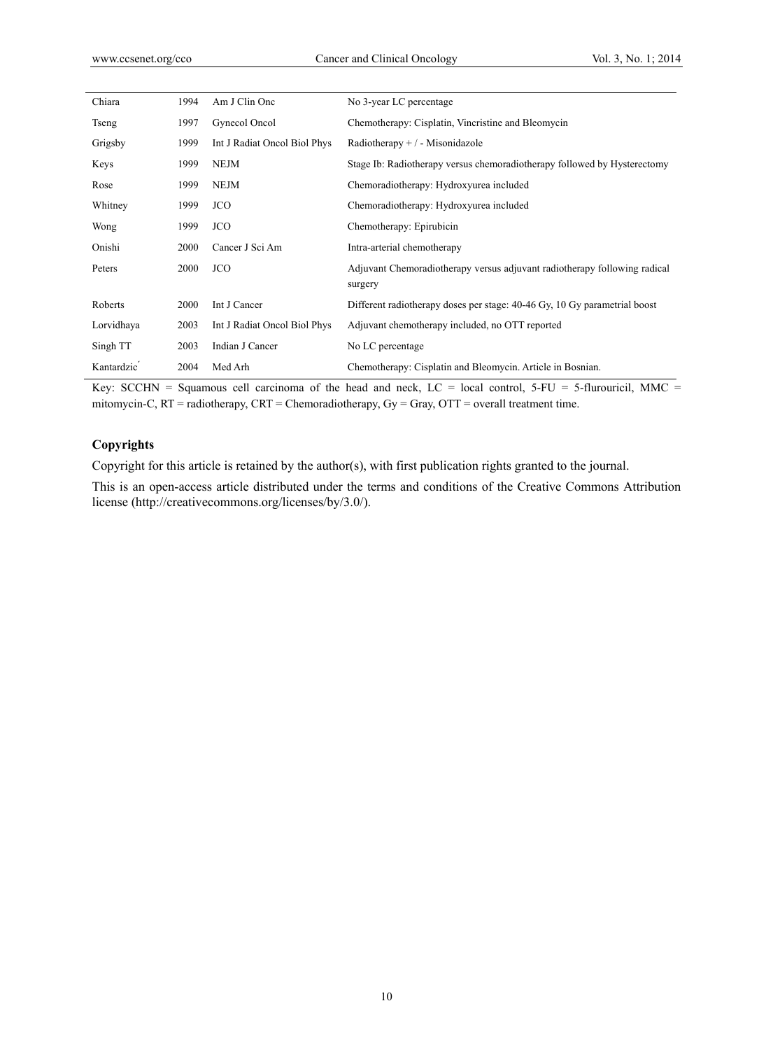| | | | |
|---|---|---|---|
| Chiara | 1994 | Am J Clin Onc | No 3-year LC percentage |
| Tseng | 1997 | Gynecol Oncol | Chemotherapy: Cisplatin, Vincristine and Bleomycin |
| Grigsby | 1999 | Int J Radiat Oncol Biol Phys | Radiotherapy + / - Misonidazole |
| Keys | 1999 | NEJM | Stage Ib: Radiotherapy versus chemoradiotherapy followed by Hysterectomy |
| Rose | 1999 | NEJM | Chemoradiotherapy: Hydroxyurea included |
| Whitney | 1999 | JCO | Chemoradiotherapy: Hydroxyurea included |
| Wong | 1999 | JCO | Chemotherapy: Epirubicin |
| Onishi | 2000 | Cancer J Sci Am | Intra-arterial chemotherapy |
| Peters | 2000 | JCO | Adjuvant Chemoradiotherapy versus adjuvant radiotherapy following radical surgery |
| Roberts | 2000 | Int J Cancer | Different radiotherapy doses per stage: 40-46 Gy, 10 Gy parametrial boost |
| Lorvidhaya | 2003 | Int J Radiat Oncol Biol Phys | Adjuvant chemotherapy included, no OTT reported |
| Singh TT | 2003 | Indian J Cancer | No LC percentage |
| Kantardzić | 2004 | Med Arh | Chemotherapy: Cisplatin and Bleomycin. Article in Bosnian. |

Key: SCCHN = Squamous cell carcinoma of the head and neck, LC = local control, 5-FU = 5-flurouricil, MMC = mitomycin-C, RT = radiotherapy, CRT = Chemoradiotherapy, Gy = Gray, OTT = overall treatment time.

### Copyrights

Copyright for this article is retained by the author(s), with first publication rights granted to the journal.

This is an open-access article distributed under the terms and conditions of the Creative Commons Attribution license (http://creativecommons.org/licenses/by/3.0/).